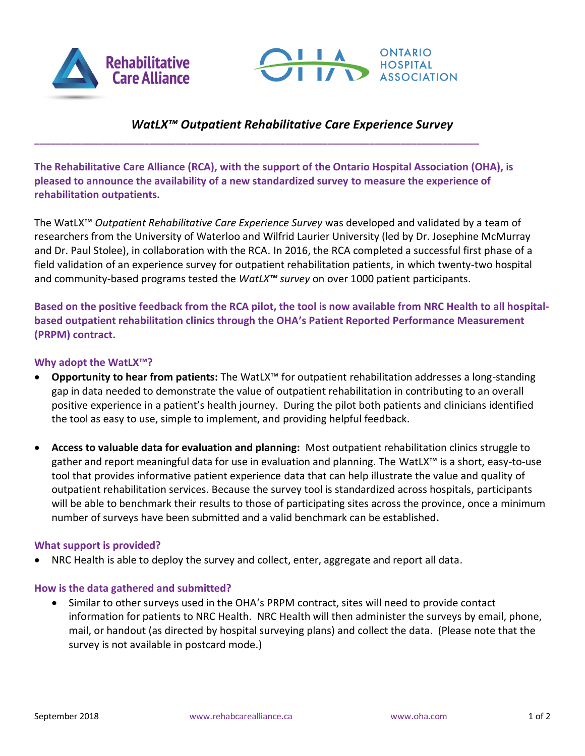# *WatLX™ Outpatient Rehabilitative Care Experience Survey*

**The Rehabilitative Care Alliance (RCA), with the support of the Ontario Hospital Association (OHA), is pleased to announce the availability of a new standardized survey to measure the experience of rehabilitation outpatients.**

The WatLX™ *Outpatient Rehabilitative Care Experience Survey* was developed and validated by a team of researchers from the University of Waterloo and Wilfrid Laurier University (led by Dr. Josephine McMurray and Dr. Paul Stolee), in collaboration with the RCA. In 2016, the RCA completed a successful first phase of a field validation of an experience survey for outpatient rehabilitation patients, in which twenty-two hospital and community-based programs tested the *WatLX™ survey* on over 1000 patient participants.

**Based on the positive feedback from the RCA pilot, the tool is now available from NRC Health to all hospital-based outpatient rehabilitation clinics through the OHA's Patient Reported Performance Measurement (PRPM) contract.**

### Why adopt the WatLX™?

- **Opportunity to hear from patients:** The WatLX™ for outpatient rehabilitation addresses a long-standing gap in data needed to demonstrate the value of outpatient rehabilitation in contributing to an overall positive experience in a patient's health journey. During the pilot both patients and clinicians identified the tool as easy to use, simple to implement, and providing helpful feedback.

- **Access to valuable data for evaluation and planning:** Most outpatient rehabilitation clinics struggle to gather and report meaningful data for use in evaluation and planning. The WatLX™ is a short, easy-to-use tool that provides informative patient experience data that can help illustrate the value and quality of outpatient rehabilitation services. Because the survey tool is standardized across hospitals, participants will be able to benchmark their results to those of participating sites across the province, once a minimum number of surveys have been submitted and a valid benchmark can be established**.**

### What support is provided?

- NRC Health is able to deploy the survey and collect, enter, aggregate and report all data.

### How is the data gathered and submitted?

- Similar to other surveys used in the OHA's PRPM contract, sites will need to provide contact information for patients to NRC Health. NRC Health will then administer the surveys by email, phone, mail, or handout (as directed by hospital surveying plans) and collect the data. (Please note that the survey is not available in postcard mode.)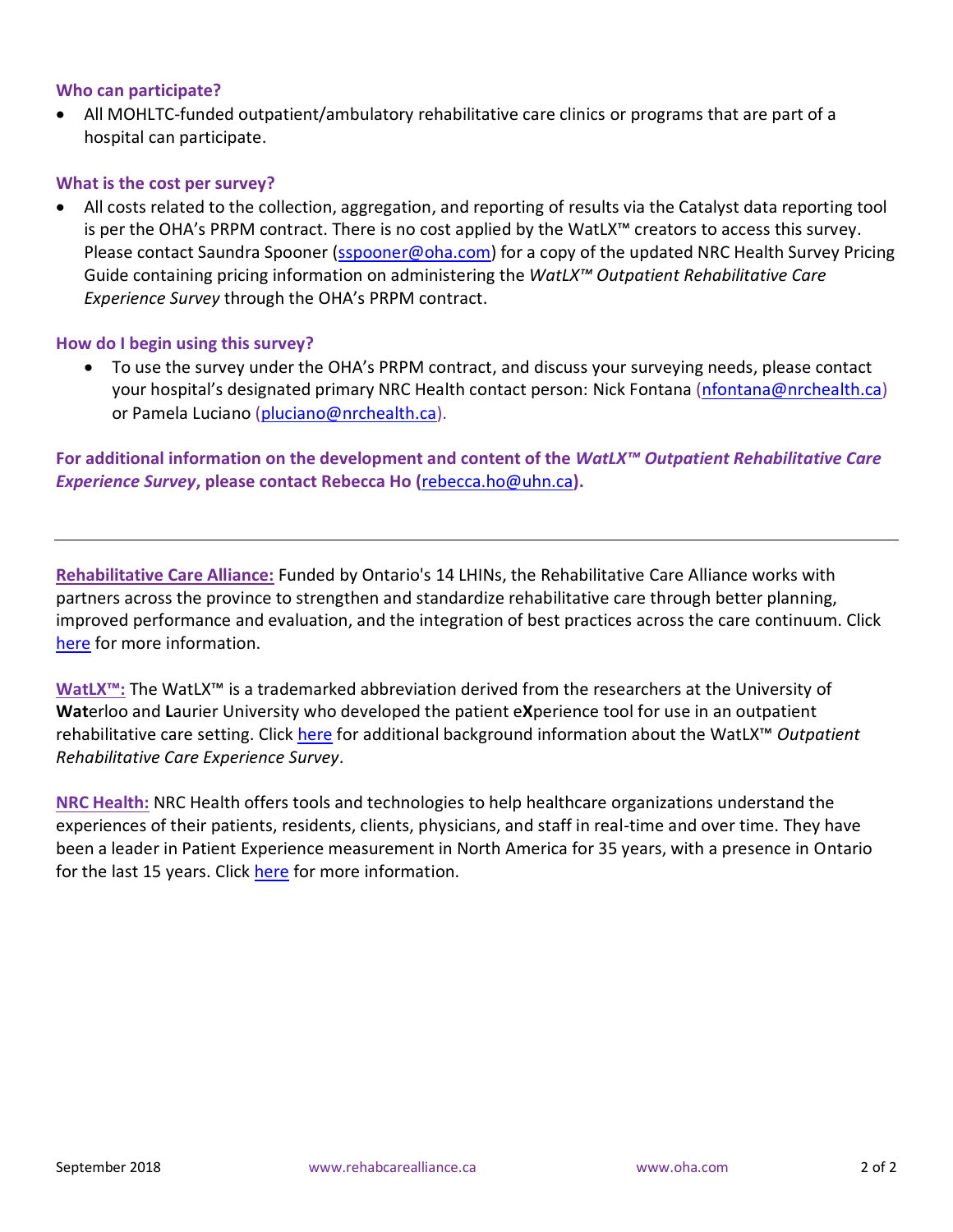### Who can participate?

- All MOHLTC-funded outpatient/ambulatory rehabilitative care clinics or programs that are part of a hospital can participate.

### What is the cost per survey?

- All costs related to the collection, aggregation, and reporting of results via the Catalyst data reporting tool is per the OHA's PRPM contract. There is no cost applied by the WatLX™ creators to access this survey. Please contact Saundra Spooner (sspooner@oha.com) for a copy of the updated NRC Health Survey Pricing Guide containing pricing information on administering the *WatLX™ Outpatient Rehabilitative Care Experience Survey* through the OHA's PRPM contract.

### How do I begin using this survey?

- To use the survey under the OHA's PRPM contract, and discuss your surveying needs, please contact your hospital's designated primary NRC Health contact person: Nick Fontana (nfontana@nrchealth.ca) or Pamela Luciano (pluciano@nrchealth.ca).

**For additional information on the development and content of the *WatLX™ Outpatient Rehabilitative Care Experience Survey*, please contact Rebecca Ho (rebecca.ho@uhn.ca).**

---

**Rehabilitative Care Alliance:** Funded by Ontario's 14 LHINs, the Rehabilitative Care Alliance works with partners across the province to strengthen and standardize rehabilitative care through better planning, improved performance and evaluation, and the integration of best practices across the care continuum. Click here for more information.

**WatLX™:** The WatLX™ is a trademarked abbreviation derived from the researchers at the University of **Wat**erloo and **L**aurier University who developed the patient e**X**perience tool for use in an outpatient rehabilitative care setting. Click here for additional background information about the WatLX™ *Outpatient Rehabilitative Care Experience Survey*.

**NRC Health:** NRC Health offers tools and technologies to help healthcare organizations understand the experiences of their patients, residents, clients, physicians, and staff in real-time and over time. They have been a leader in Patient Experience measurement in North America for 35 years, with a presence in Ontario for the last 15 years. Click here for more information.

September 2018 www.rehabcarealliance.ca www.oha.com